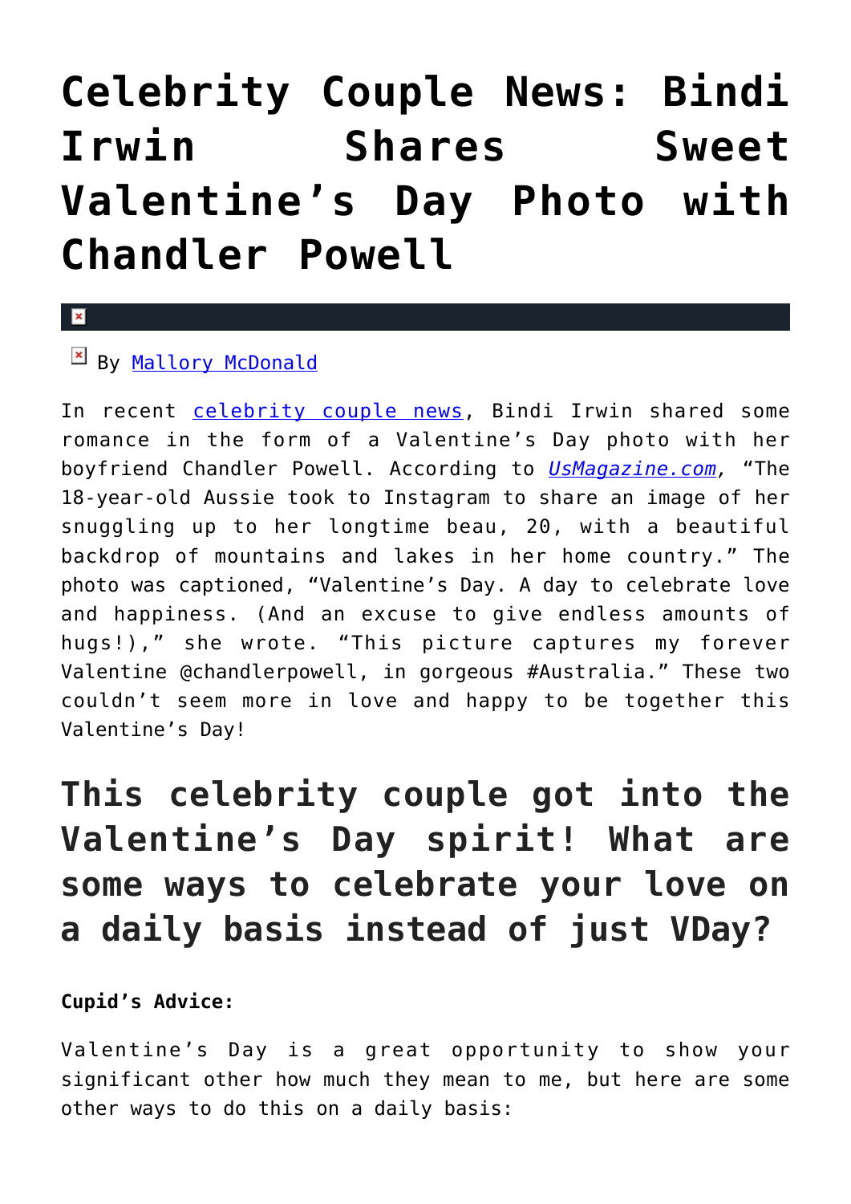# Celebrity Couple News: Bindi Irwin Shares Sweet Valentine's Day Photo with Chandler Powell

By [Mallory McDonald]

In recent [celebrity couple news], Bindi Irwin shared some romance in the form of a Valentine's Day photo with her boyfriend Chandler Powell. According to *[UsMagazine.com]*, "The 18-year-old Aussie took to Instagram to share an image of her snuggling up to her longtime beau, 20, with a beautiful backdrop of mountains and lakes in her home country." The photo was captioned, "Valentine's Day. A day to celebrate love and happiness. (And an excuse to give endless amounts of hugs!)," she wrote. "This picture captures my forever Valentine @chandlerpowell, in gorgeous #Australia." These two couldn't seem more in love and happy to be together this Valentine's Day!

## This celebrity couple got into the Valentine's Day spirit! What are some ways to celebrate your love on a daily basis instead of just VDay?

**Cupid's Advice:**

Valentine's Day is a great opportunity to show your significant other how much they mean to me, but here are some other ways to do this on a daily basis: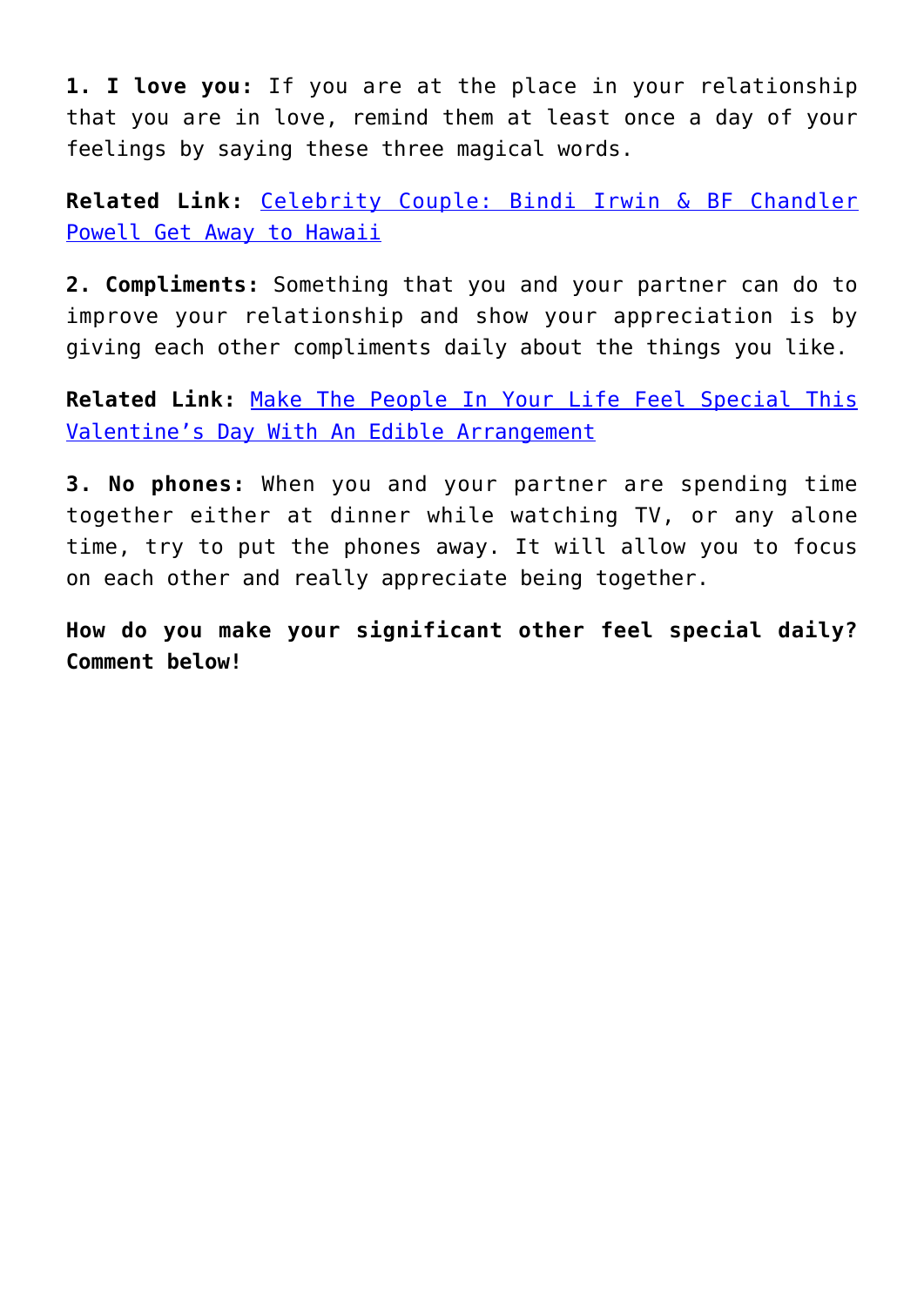**1. I love you:** If you are at the place in your relationship that you are in love, remind them at least once a day of your feelings by saying these three magical words.

**Related Link:** Celebrity Couple: Bindi Irwin & BF Chandler Powell Get Away to Hawaii

**2. Compliments:** Something that you and your partner can do to improve your relationship and show your appreciation is by giving each other compliments daily about the things you like.

**Related Link:** Make The People In Your Life Feel Special This Valentine's Day With An Edible Arrangement

**3. No phones:** When you and your partner are spending time together either at dinner while watching TV, or any alone time, try to put the phones away. It will allow you to focus on each other and really appreciate being together.

**How do you make your significant other feel special daily? Comment below!**